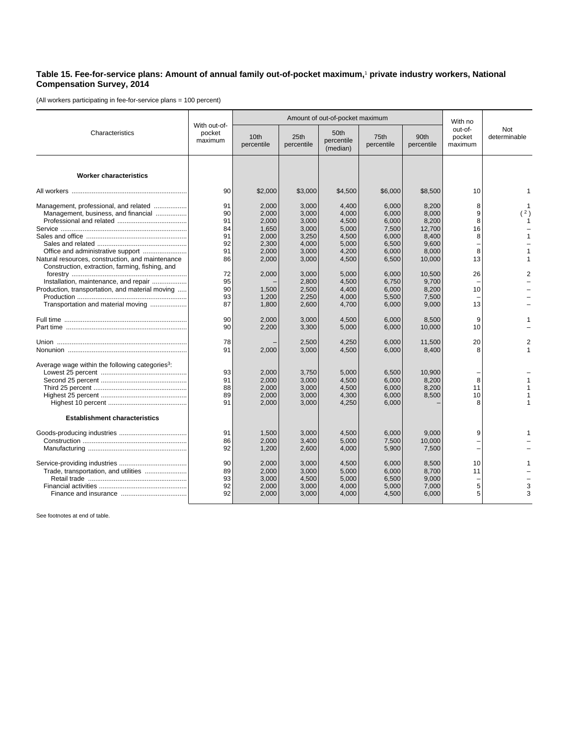**Table 15. Fee-for-service plans: Amount of annual family out-of-pocket maximum,[1] private industry workers, National Compensation Survey, 2014**

(All workers participating in fee-for-service plans = 100 percent)

| Characteristics | With out-of-pocket maximum | Amount of out-of-pocket maximum | | | | | With no out-of-pocket maximum | Not determinable |
|---|---|---|---|---|---|---|---|---|
| | | 10th percentile | 25th percentile | 50th percentile (median) | 75th percentile | 90th percentile | | |
| **Worker characteristics** | | | | | | | | |
| All workers | 90 | $2,000 | $3,000 | $4,500 | $6,000 | $8,500 | 10 | 1 |
| Management, professional, and related | 91 | 2,000 | 3,000 | 4,400 | 6,000 | 8,200 | 8 | 1 |
| Management, business, and financial | 90 | 2,000 | 3,000 | 4,000 | 6,000 | 8,000 | 9 | ( 2 ) |
| Professional and related | 91 | 2,000 | 3,000 | 4,500 | 6,000 | 8,200 | 8 | 1 |
| Service | 84 | 1,650 | 3,000 | 5,000 | 7,500 | 12,700 | 16 | – |
| Sales and office | 91 | 2,000 | 3,250 | 4,500 | 6,000 | 8,400 | 8 | 1 |
| Sales and related | 92 | 2,300 | 4,000 | 5,000 | 6,500 | 9,600 | – | – |
| Office and administrative support | 91 | 2,000 | 3,000 | 4,200 | 6,000 | 8,000 | 8 | 1 |
| Natural resources, construction, and maintenance | 86 | 2,000 | 3,000 | 4,500 | 6,500 | 10,000 | 13 | 1 |
| Construction, extraction, farming, fishing, and forestry | 72 | 2,000 | 3,000 | 5,000 | 6,000 | 10,500 | 26 | 2 |
| Installation, maintenance, and repair | 95 | – | 2,800 | 4,500 | 6,750 | 9,700 | – | – |
| Production, transportation, and material moving | 90 | 1,500 | 2,500 | 4,400 | 6,000 | 8,200 | 10 | – |
| Production | 93 | 1,200 | 2,250 | 4,000 | 5,500 | 7,500 | – | – |
| Transportation and material moving | 87 | 1,800 | 2,600 | 4,700 | 6,000 | 9,000 | 13 | – |
| Full time | 90 | 2,000 | 3,000 | 4,500 | 6,000 | 8,500 | 9 | 1 |
| Part time | 90 | 2,200 | 3,300 | 5,000 | 6,000 | 10,000 | 10 | – |
| Union | 78 | – | 2,500 | 4,250 | 6,000 | 11,500 | 20 | 2 |
| Nonunion | 91 | 2,000 | 3,000 | 4,500 | 6,000 | 8,400 | 8 | 1 |
| Average wage within the following categories[3]: | | | | | | | | |
| Lowest 25 percent | 93 | 2,000 | 3,750 | 5,000 | 6,500 | 10,900 | – | – |
| Second 25 percent | 91 | 2,000 | 3,000 | 4,500 | 6,000 | 8,200 | 8 | 1 |
| Third 25 percent | 88 | 2,000 | 3,000 | 4,500 | 6,000 | 8,200 | 11 | 1 |
| Highest 25 percent | 89 | 2,000 | 3,000 | 4,300 | 6,000 | 8,500 | 10 | 1 |
| Highest 10 percent | 91 | 2,000 | 3,000 | 4,250 | 6,000 | – | 8 | 1 |
| **Establishment characteristics** | | | | | | | | |
| Goods-producing industries | 91 | 1,500 | 3,000 | 4,500 | 6,000 | 9,000 | 9 | 1 |
| Construction | 86 | 2,000 | 3,400 | 5,000 | 7,500 | 10,000 | – | – |
| Manufacturing | 92 | 1,200 | 2,600 | 4,000 | 5,900 | 7,500 | – | – |
| Service-providing industries | 90 | 2,000 | 3,000 | 4,500 | 6,000 | 8,500 | 10 | 1 |
| Trade, transportation, and utilities | 89 | 2,000 | 3,000 | 5,000 | 6,000 | 8,700 | 11 | – |
| Retail trade | 93 | 3,000 | 4,500 | 5,000 | 6,500 | 9,000 | – | – |
| Financial activities | 92 | 2,000 | 3,000 | 4,000 | 5,000 | 7,000 | 5 | 3 |
| Finance and insurance | 92 | 2,000 | 3,000 | 4,000 | 4,500 | 6,000 | 5 | 3 |

See footnotes at end of table.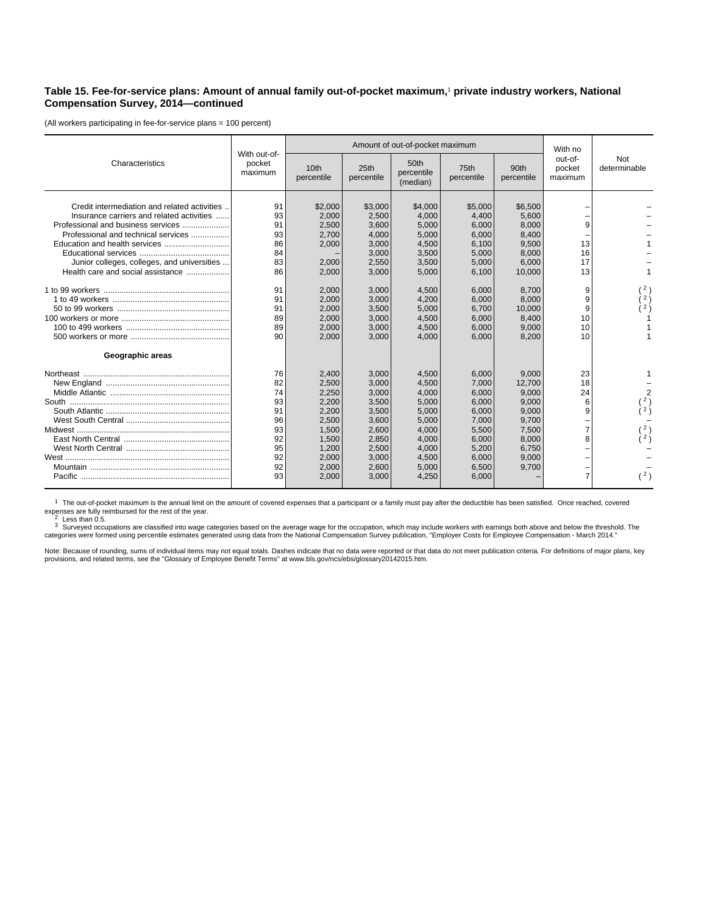**Table 15. Fee-for-service plans: Amount of annual family out-of-pocket maximum,[1] private industry workers, National Compensation Survey, 2014—continued**

(All workers participating in fee-for-service plans = 100 percent)

| Characteristics | With out-of-pocket maximum | Amount of out-of-pocket maximum | | | | | With no out-of-pocket maximum | Not determinable |
|---|---|---|---|---|---|---|---|---|
| | | 10th percentile | 25th percentile | 50th percentile (median) | 75th percentile | 90th percentile | | |
| Credit intermediation and related activities | 91 | $2,000 | $3,000 | $4,000 | $5,000 | $6,500 | – | – |
| Insurance carriers and related activities | 93 | 2,000 | 2,500 | 4,000 | 4,400 | 5,600 | – | – |
| Professional and business services | 91 | 2,500 | 3,600 | 5,000 | 6,000 | 8,000 | 9 | – |
| Professional and technical services | 93 | 2,700 | 4,000 | 5,000 | 6,000 | 8,400 | – | – |
| Education and health services | 86 | 2,000 | 3,000 | 4,500 | 6,100 | 9,500 | 13 | 1 |
| Educational services | 84 | – | 3,000 | 3,500 | 5,000 | 8,000 | 16 | – |
| Junior colleges, colleges, and universities | 83 | 2,000 | 2,550 | 3,500 | 5,000 | 6,000 | 17 | – |
| Health care and social assistance | 86 | 2,000 | 3,000 | 5,000 | 6,100 | 10,000 | 13 | 1 |
| 1 to 99 workers | 91 | 2,000 | 3,000 | 4,500 | 6,000 | 8,700 | 9 | (2) |
| 1 to 49 workers | 91 | 2,000 | 3,000 | 4,200 | 6,000 | 8,000 | 9 | (2) |
| 50 to 99 workers | 91 | 2,000 | 3,500 | 5,000 | 6,700 | 10,000 | 9 | (2) |
| 100 workers or more | 89 | 2,000 | 3,000 | 4,500 | 6,000 | 8,400 | 10 | 1 |
| 100 to 499 workers | 89 | 2,000 | 3,000 | 4,500 | 6,000 | 9,000 | 10 | 1 |
| 500 workers or more | 90 | 2,000 | 3,000 | 4,000 | 6,000 | 8,200 | 10 | 1 |
| **Geographic areas** | | | | | | | | |
| Northeast | 76 | 2,400 | 3,000 | 4,500 | 6,000 | 9,000 | 23 | 1 |
| New England | 82 | 2,500 | 3,000 | 4,500 | 7,000 | 12,700 | 18 | – |
| Middle Atlantic | 74 | 2,250 | 3,000 | 4,000 | 6,000 | 9,000 | 24 | 2 |
| South | 93 | 2,200 | 3,500 | 5,000 | 6,000 | 9,000 | 6 | (2) |
| South Atlantic | 91 | 2,200 | 3,500 | 5,000 | 6,000 | 9,000 | 9 | (2) |
| West South Central | 96 | 2,500 | 3,600 | 5,000 | 7,000 | 9,700 | – | – |
| Midwest | 93 | 1,500 | 2,600 | 4,000 | 5,500 | 7,500 | 7 | (2) |
| East North Central | 92 | 1,500 | 2,850 | 4,000 | 6,000 | 8,000 | 8 | (2) |
| West North Central | 95 | 1,200 | 2,500 | 4,000 | 5,200 | 6,750 | – | – |
| West | 92 | 2,000 | 3,000 | 4,500 | 6,000 | 9,000 | – | – |
| Mountain | 92 | 2,000 | 2,600 | 5,000 | 6,500 | 9,700 | – | – |
| Pacific | 93 | 2,000 | 3,000 | 4,250 | 6,000 | – | 7 | (2) |

[1] The out-of-pocket maximum is the annual limit on the amount of covered expenses that a participant or a family must pay after the deductible has been satisfied. Once reached, covered expenses are fully reimbursed for the rest of the year.

[2] Less than 0.5.

[3] Surveyed occupations are classified into wage categories based on the average wage for the occupation, which may include workers with earnings both above and below the threshold. The categories were formed using percentile estimates generated using data from the National Compensation Survey publication, "Employer Costs for Employee Compensation - March 2014."

Note: Because of rounding, sums of individual items may not equal totals. Dashes indicate that no data were reported or that data do not meet publication criteria. For definitions of major plans, key provisions, and related terms, see the "Glossary of Employee Benefit Terms" at www.bls.gov/ncs/ebs/glossary20142015.htm.